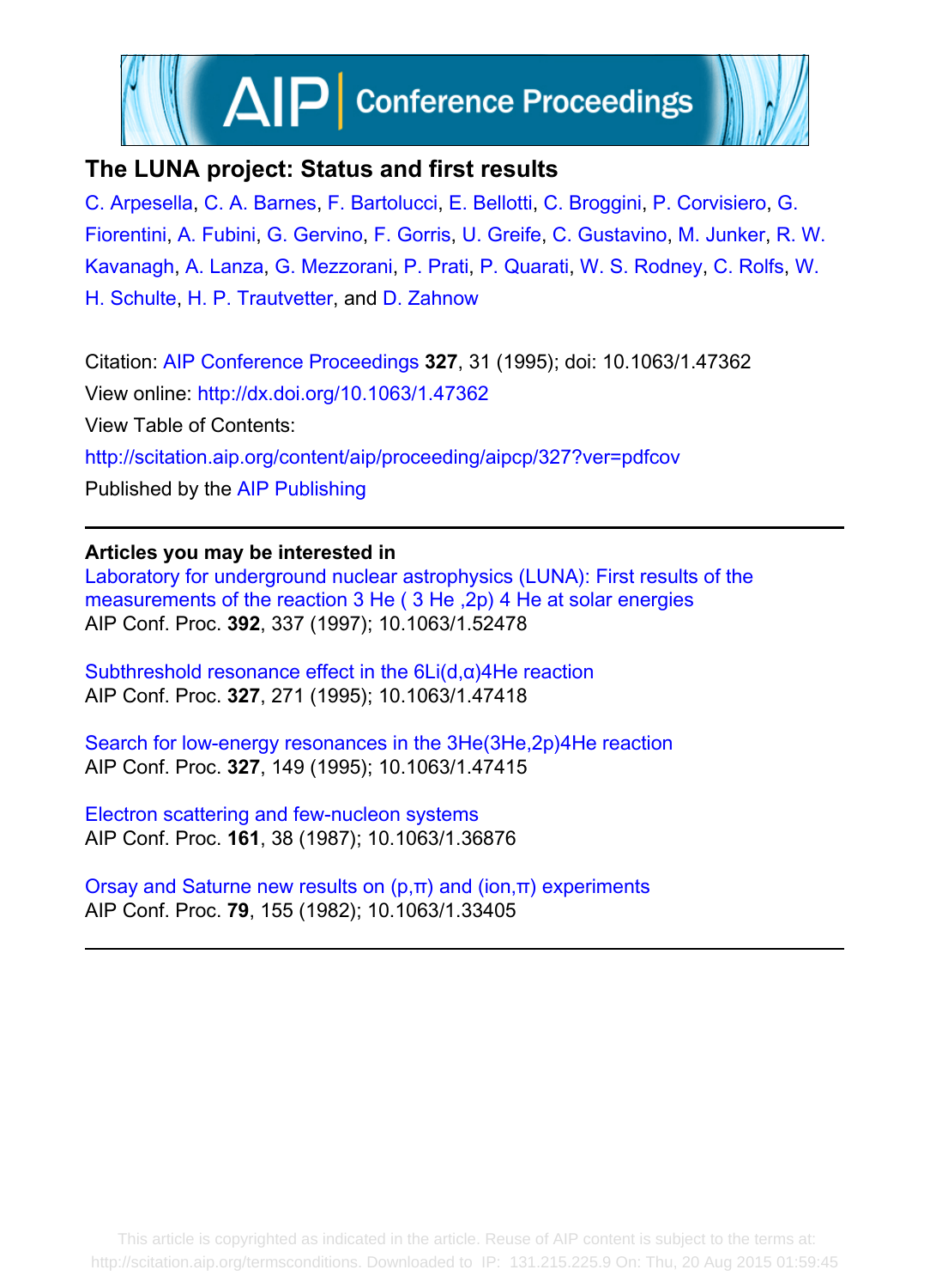# The LUNA project: Status and first results

C. Arpesella, C. A. Barnes, F. Bartolucci, E. Bellotti, C. Broggini, P. Corvisiero, G. Fiorentini, A. Fubini, G. Gervino, F. Gorris, U. Greife, C. Gustavino, M. Junker, R. W. Kavanagh, A. Lanza, G. Mezzorani, P. Prati, P. Quarati, W. S. Rodney, C. Rolfs, W. H. Schulte, H. P. Trautvetter, and D. Zahnow

Citation: AIP Conference Proceedings **327**, 31 (1995); doi: 10.1063/1.47362

View online: http://dx.doi.org/10.1063/1.47362

View Table of Contents: http://scitation.aip.org/content/aip/proceeding/aipcp/327?ver=pdfcov

Published by the AIP Publishing

---

**Articles you may be interested in**

Laboratory for underground nuclear astrophysics (LUNA): First results of the measurements of the reaction 3 He ( 3 He ,2p) 4 He at solar energies
AIP Conf. Proc. **392**, 337 (1997); 10.1063/1.52478

Subthreshold resonance effect in the 6Li(d,α)4He reaction
AIP Conf. Proc. **327**, 271 (1995); 10.1063/1.47418

Search for low-energy resonances in the 3He(3He,2p)4He reaction
AIP Conf. Proc. **327**, 149 (1995); 10.1063/1.47415

Electron scattering and few-nucleon systems
AIP Conf. Proc. **161**, 38 (1987); 10.1063/1.36876

Orsay and Saturne new results on (p,π) and (ion,π) experiments
AIP Conf. Proc. **79**, 155 (1982); 10.1063/1.33405

---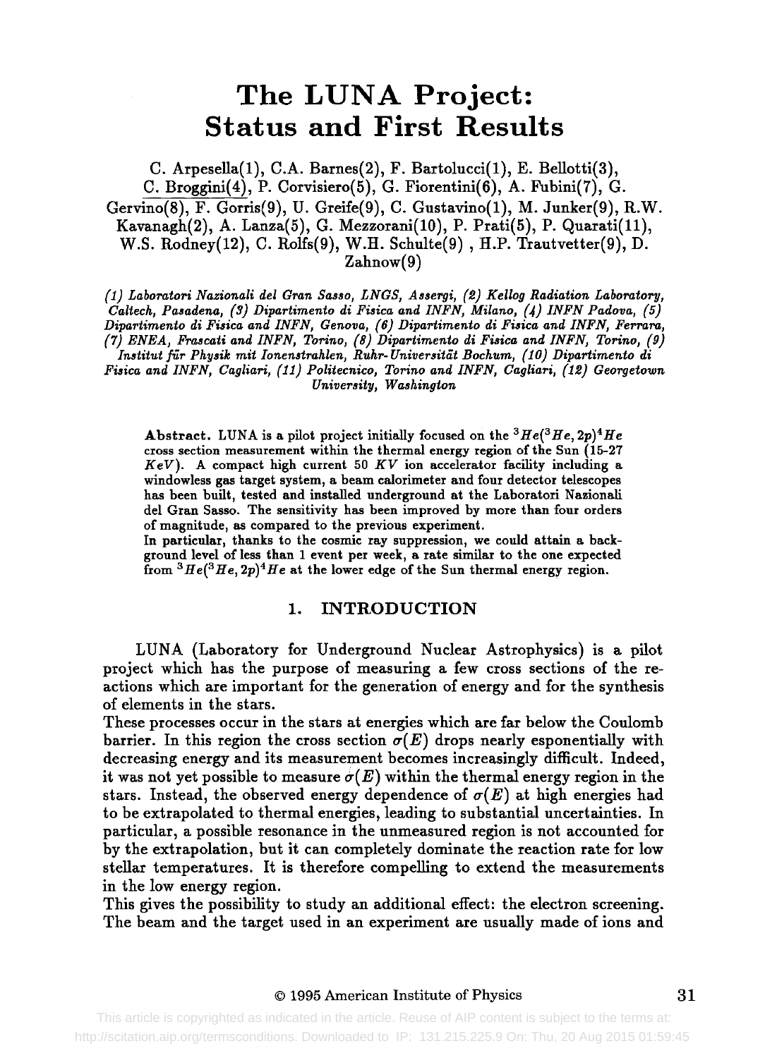# The LUNA Project: Status and First Results

C. Arpesella(1), C.A. Barnes(2), F. Bartolucci(1), E. Bellotti(3), C. Broggini(4), P. Corvisiero(5), G. Fiorentini(6), A. Fubini(7), G. Gervino(8), F. Gorris(9), U. Greife(9), C. Gustavino(1), M. Junker(9), R.W. Kavanagh(2), A. Lanza(5), G. Mezzorani(10), P. Prati(5), P. Quarati(11), W.S. Rodney(12), C. Rolfs(9), W.H. Schulte(9) , H.P. Trautvetter(9), D. Zahnow(9)

*(1) Laboratori Nazionali del Gran Sasso, LNGS, Assergi, (2) Kellog Radiation Laboratory, Caltech, Pasadena, (3) Dipartimento di Fisica and INFN, Milano, (4) INFN Padova, (5) Dipartimento di Fisica and INFN, Genova, (6) Dipartimento di Fisica and INFN, Ferrara, (7) ENEA, Frascati and INFN, Torino, (8) Dipartimento di Fisica and INFN, Torino, (9) Institut für Physik mit Ionenstrahlen, Ruhr-Universität Bochum, (10) Dipartimento di Fisica and INFN, Cagliari, (11) Politecnico, Torino and INFN, Cagliari, (12) Georgetown University, Washington*

**Abstract.** LUNA is a pilot project initially focused on the $^3He(^3He,2p)^4He$ cross section measurement within the thermal energy region of the Sun (15-27 $KeV$). A compact high current 50 $KV$ ion accelerator facility including a windowless gas target system, a beam calorimeter and four detector telescopes has been built, tested and installed underground at the Laboratori Nazionali del Gran Sasso. The sensitivity has been improved by more than four orders of magnitude, as compared to the previous experiment.
In particular, thanks to the cosmic ray suppression, we could attain a background level of less than 1 event per week, a rate similar to the one expected from $^3He(^3He,2p)^4He$ at the lower edge of the Sun thermal energy region.

## 1. INTRODUCTION

LUNA (Laboratory for Underground Nuclear Astrophysics) is a pilot project which has the purpose of measuring a few cross sections of the reactions which are important for the generation of energy and for the synthesis of elements in the stars.
These processes occur in the stars at energies which are far below the Coulomb barrier. In this region the cross section $\sigma(E)$ drops nearly esponentially with decreasing energy and its measurement becomes increasingly difficult. Indeed, it was not yet possible to measure $\sigma(E)$ within the thermal energy region in the stars. Instead, the observed energy dependence of $\sigma(E)$ at high energies had to be extrapolated to thermal energies, leading to substantial uncertainties. In particular, a possible resonance in the unmeasured region is not accounted for by the extrapolation, but it can completely dominate the reaction rate for low stellar temperatures. It is therefore compelling to extend the measurements in the low energy region.
This gives the possibility to study an additional effect: the electron screening. The beam and the target used in an experiment are usually made of ions and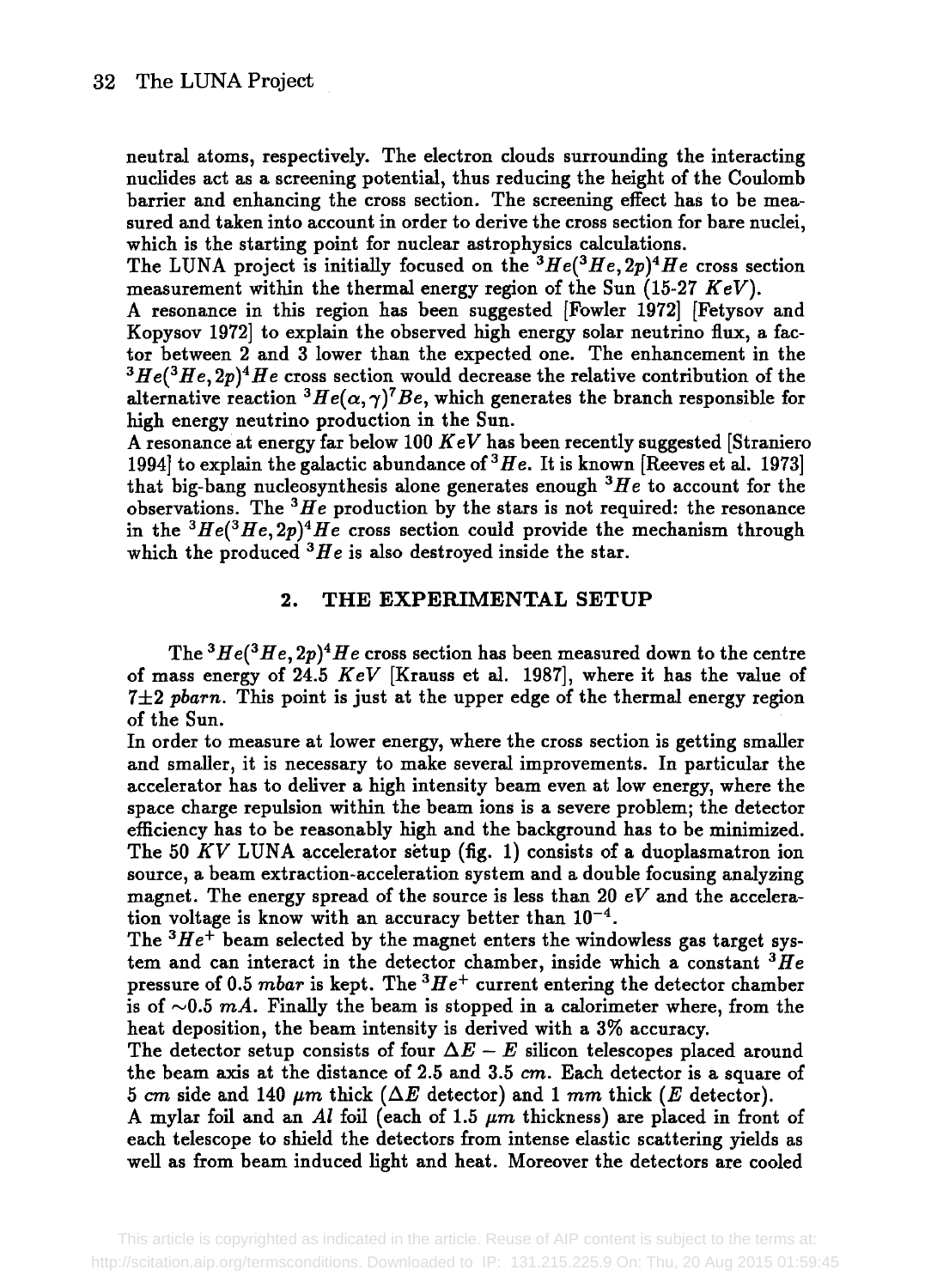neutral atoms, respectively. The electron clouds surrounding the interacting nuclides act as a screening potential, thus reducing the height of the Coulomb barrier and enhancing the cross section. The screening effect has to be measured and taken into account in order to derive the cross section for bare nuclei, which is the starting point for nuclear astrophysics calculations.

The LUNA project is initially focused on the $^3He(^3He,2p)^4He$ cross section measurement within the thermal energy region of the Sun (15-27 $KeV$).

A resonance in this region has been suggested [Fowler 1972] [Fetysov and Kopysov 1972] to explain the observed high energy solar neutrino flux, a factor between 2 and 3 lower than the expected one. The enhancement in the $^3He(^3He,2p)^4He$ cross section would decrease the relative contribution of the alternative reaction $^3He(\alpha,\gamma)^7Be$, which generates the branch responsible for high energy neutrino production in the Sun.

A resonance at energy far below 100 $KeV$ has been recently suggested [Straniero 1994] to explain the galactic abundance of $^3He$. It is known [Reeves et al. 1973] that big-bang nucleosynthesis alone generates enough $^3He$ to account for the observations. The $^3He$ production by the stars is not required: the resonance in the $^3He(^3He,2p)^4He$ cross section could provide the mechanism through which the produced $^3He$ is also destroyed inside the star.

## 2. THE EXPERIMENTAL SETUP

The $^3He(^3He,2p)^4He$ cross section has been measured down to the centre of mass energy of 24.5 $KeV$ [Krauss et al. 1987], where it has the value of $7\pm2$ *pbarn*. This point is just at the upper edge of the thermal energy region of the Sun.

In order to measure at lower energy, where the cross section is getting smaller and smaller, it is necessary to make several improvements. In particular the accelerator has to deliver a high intensity beam even at low energy, where the space charge repulsion within the beam ions is a severe problem; the detector efficiency has to be reasonably high and the background has to be minimized.

The 50 $KV$ LUNA accelerator setup (fig. 1) consists of a duoplasmatron ion source, a beam extraction-acceleration system and a double focusing analyzing magnet. The energy spread of the source is less than 20 $eV$ and the acceleration voltage is know with an accuracy better than $10^{-4}$.

The $^3He^+$ beam selected by the magnet enters the windowless gas target system and can interact in the detector chamber, inside which a constant $^3He$ pressure of 0.5 $mbar$ is kept. The $^3He^+$ current entering the detector chamber is of $\sim$0.5 $mA$. Finally the beam is stopped in a calorimeter where, from the heat deposition, the beam intensity is derived with a 3% accuracy.

The detector setup consists of four $\Delta E - E$ silicon telescopes placed around the beam axis at the distance of 2.5 and 3.5 $cm$. Each detector is a square of 5 $cm$ side and 140 $\mu m$ thick ($\Delta E$ detector) and 1 $mm$ thick ($E$ detector).

A mylar foil and an $Al$ foil (each of 1.5 $\mu m$ thickness) are placed in front of each telescope to shield the detectors from intense elastic scattering yields as well as from beam induced light and heat. Moreover the detectors are cooled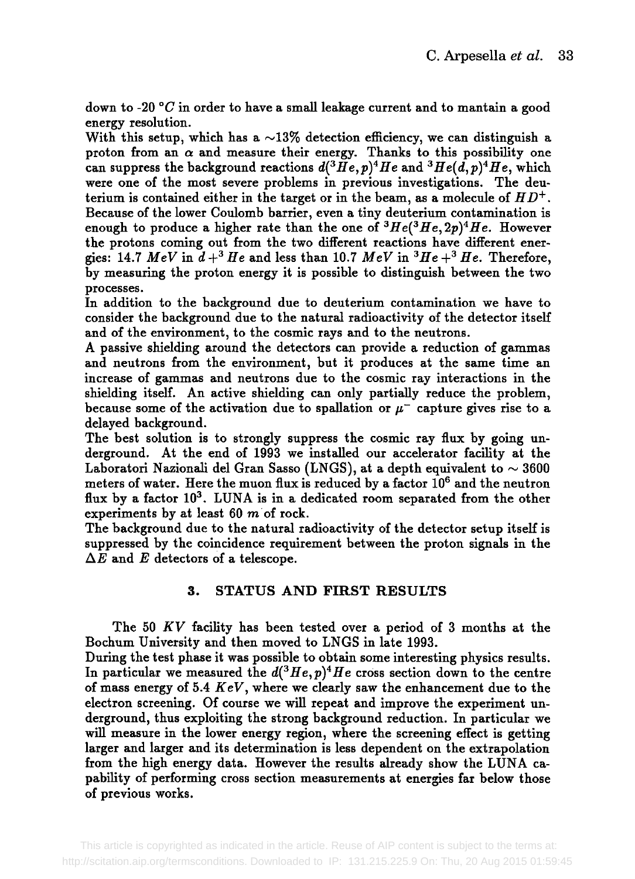down to -20 $^{\circ}C$ in order to have a small leakage current and to mantain a good energy resolution.

With this setup, which has a $\sim$13% detection efficiency, we can distinguish a proton from an $\alpha$ and measure their energy. Thanks to this possibility one can suppress the background reactions $d(^3He, p)^4He$ and $^3He(d, p)^4He$, which were one of the most severe problems in previous investigations. The deuterium is contained either in the target or in the beam, as a molecule of $HD^+$. Because of the lower Coulomb barrier, even a tiny deuterium contamination is enough to produce a higher rate than the one of $^3He(^3He, 2p)^4He$. However the protons coming out from the two different reactions have different energies: 14.7 $MeV$ in $d +^3 He$ and less than 10.7 $MeV$ in $^3He +^3 He$. Therefore, by measuring the proton energy it is possible to distinguish between the two processes.

In addition to the background due to deuterium contamination we have to consider the background due to the natural radioactivity of the detector itself and of the environment, to the cosmic rays and to the neutrons.

A passive shielding around the detectors can provide a reduction of gammas and neutrons from the environment, but it produces at the same time an increase of gammas and neutrons due to the cosmic ray interactions in the shielding itself. An active shielding can only partially reduce the problem, because some of the activation due to spallation or $\mu^-$ capture gives rise to a delayed background.

The best solution is to strongly suppress the cosmic ray flux by going underground. At the end of 1993 we installed our accelerator facility at the Laboratori Nazionali del Gran Sasso (LNGS), at a depth equivalent to $\sim$ 3600 meters of water. Here the muon flux is reduced by a factor $10^6$ and the neutron flux by a factor $10^3$. LUNA is in a dedicated room separated from the other experiments by at least 60 $m$ of rock.

The background due to the natural radioactivity of the detector setup itself is suppressed by the coincidence requirement between the proton signals in the $\Delta E$ and $E$ detectors of a telescope.

## 3. STATUS AND FIRST RESULTS

The 50 $KV$ facility has been tested over a period of 3 months at the Bochum University and then moved to LNGS in late 1993.

During the test phase it was possible to obtain some interesting physics results. In particular we measured the $d(^3He, p)^4He$ cross section down to the centre of mass energy of 5.4 $KeV$, where we clearly saw the enhancement due to the electron screening. Of course we will repeat and improve the experiment underground, thus exploiting the strong background reduction. In particular we will measure in the lower energy region, where the screening effect is getting larger and larger and its determination is less dependent on the extrapolation from the high energy data. However the results already show the LUNA capability of performing cross section measurements at energies far below those of previous works.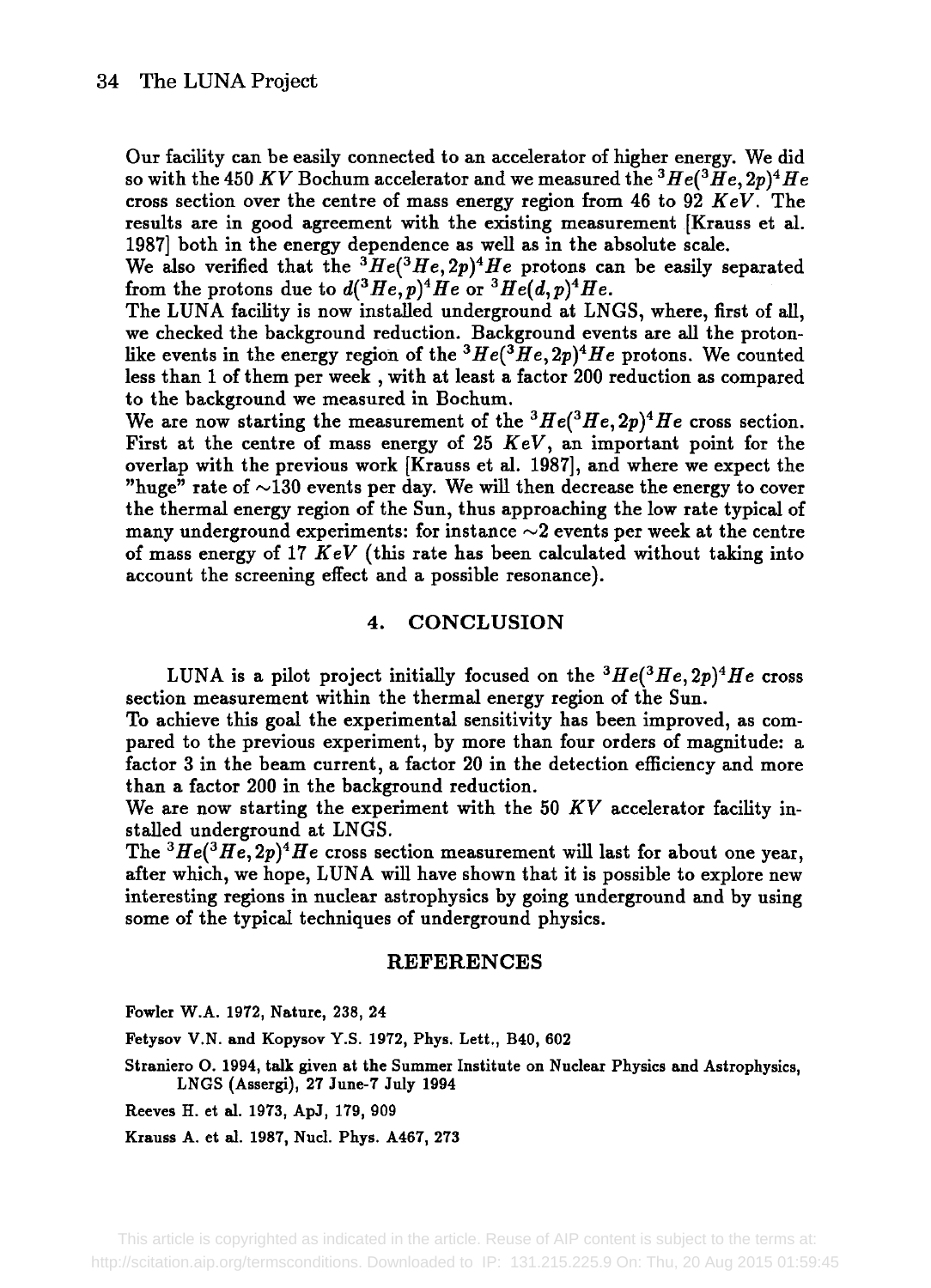Our facility can be easily connected to an accelerator of higher energy. We did so with the 450 $KV$ Bochum accelerator and we measured the $^3He(^3He,2p)^4He$ cross section over the centre of mass energy region from 46 to 92 $KeV$. The results are in good agreement with the existing measurement [Krauss et al. 1987] both in the energy dependence as well as in the absolute scale.
We also verified that the $^3He(^3He,2p)^4He$ protons can be easily separated from the protons due to $d(^3He,p)^4He$ or $^3He(d,p)^4He$.
The LUNA facility is now installed underground at LNGS, where, first of all, we checked the background reduction. Background events are all the proton-like events in the energy region of the $^3He(^3He,2p)^4He$ protons. We counted less than 1 of them per week , with at least a factor 200 reduction as compared to the background we measured in Bochum.
We are now starting the measurement of the $^3He(^3He,2p)^4He$ cross section. First at the centre of mass energy of 25 $KeV$, an important point for the overlap with the previous work [Krauss et al. 1987], and where we expect the "huge" rate of $\sim$130 events per day. We will then decrease the energy to cover the thermal energy region of the Sun, thus approaching the low rate typical of many underground experiments: for instance $\sim$2 events per week at the centre of mass energy of 17 $KeV$ (this rate has been calculated without taking into account the screening effect and a possible resonance).

## 4. CONCLUSION

LUNA is a pilot project initially focused on the $^3He(^3He,2p)^4He$ cross section measurement within the thermal energy region of the Sun.
To achieve this goal the experimental sensitivity has been improved, as compared to the previous experiment, by more than four orders of magnitude: a factor 3 in the beam current, a factor 20 in the detection efficiency and more than a factor 200 in the background reduction.
We are now starting the experiment with the 50 $KV$ accelerator facility installed underground at LNGS.
The $^3He(^3He,2p)^4He$ cross section measurement will last for about one year, after which, we hope, LUNA will have shown that it is possible to explore new interesting regions in nuclear astrophysics by going underground and by using some of the typical techniques of underground physics.

## REFERENCES

Fowler W.A. 1972, Nature, 238, 24

Fetysov V.N. and Kopysov Y.S. 1972, Phys. Lett., B40, 602

Straniero O. 1994, talk given at the Summer Institute on Nuclear Physics and Astrophysics, LNGS (Assergi), 27 June-7 July 1994

Reeves H. et al. 1973, ApJ, 179, 909

Krauss A. et al. 1987, Nucl. Phys. A467, 273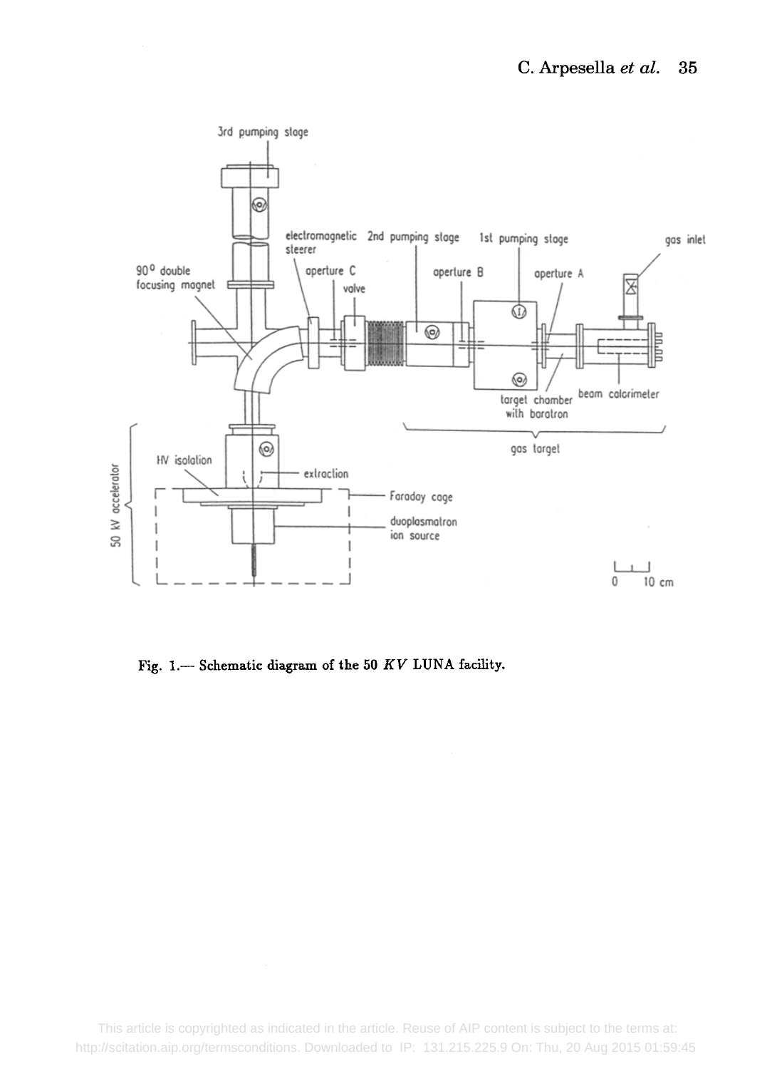3rd pumping stage

electromagnetic steerer

2nd pumping stage

1st pumping stage

gas inlet

90° double focusing magnet

aperture C

valve

aperture B

aperture A

target chamber with baratron

beam calorimeter

gas target

HV isolation

extraction

Faraday cage

duoplasmatron ion source

50 kV accelerator

0 10 cm

Fig. 1.— Schematic diagram of the 50 *KV* LUNA facility.